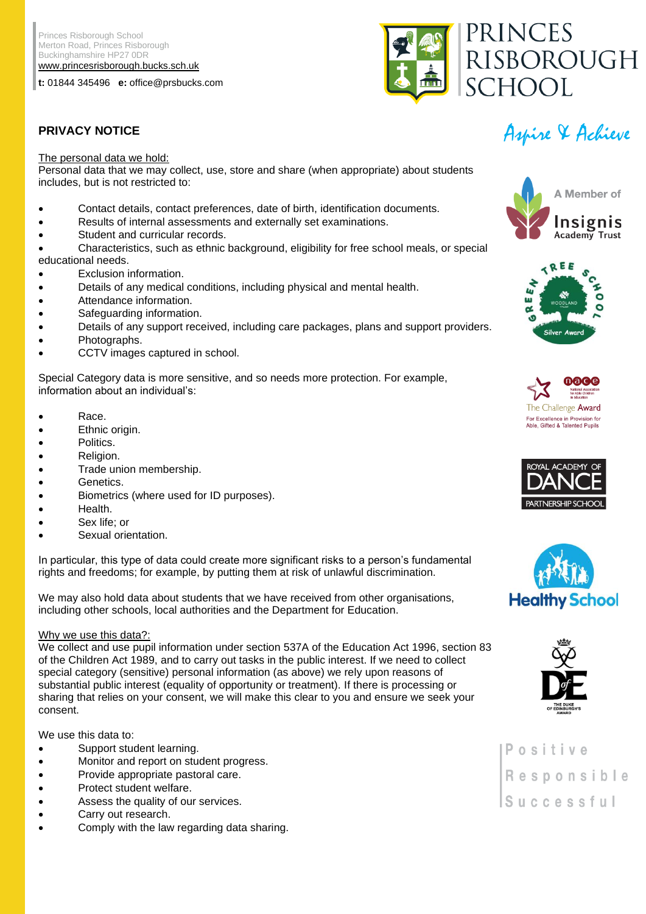Princes Risborough School
Merton Road, Princes Risborough
Buckinghamshire HP27 0DR
www.princesrisborough.bucks.sch.uk

**t:** 01844 345496 **e:** office@prsbucks.com

PRINCES RISBOROUGH SCHOOL

*Aspire & Achieve*

## PRIVACY NOTICE

The personal data we hold:

Personal data that we may collect, use, store and share (when appropriate) about students includes, but is not restricted to:

- Contact details, contact preferences, date of birth, identification documents.
- Results of internal assessments and externally set examinations.
- Student and curricular records.
- Characteristics, such as ethnic background, eligibility for free school meals, or special educational needs.
- Exclusion information.
- Details of any medical conditions, including physical and mental health.
- Attendance information.
- Safeguarding information.
- Details of any support received, including care packages, plans and support providers.
- Photographs.
- CCTV images captured in school.

Special Category data is more sensitive, and so needs more protection. For example, information about an individual's:

- Race.
- Ethnic origin.
- Politics.
- Religion.
- Trade union membership.
- Genetics.
- Biometrics (where used for ID purposes).
- Health.
- Sex life; or
- Sexual orientation.

In particular, this type of data could create more significant risks to a person's fundamental rights and freedoms; for example, by putting them at risk of unlawful discrimination.

We may also hold data about students that we have received from other organisations, including other schools, local authorities and the Department for Education.

Why we use this data?:

We collect and use pupil information under section 537A of the Education Act 1996, section 83 of the Children Act 1989, and to carry out tasks in the public interest. If we need to collect special category (sensitive) personal information (as above) we rely upon reasons of substantial public interest (equality of opportunity or treatment). If there is processing or sharing that relies on your consent, we will make this clear to you and ensure we seek your consent.

We use this data to:

- Support student learning.
- Monitor and report on student progress.
- Provide appropriate pastoral care.
- Protect student welfare.
- Assess the quality of our services.
- Carry out research.
- Comply with the law regarding data sharing.

A Member of Insignis Academy Trust

Positive
Responsible
Successful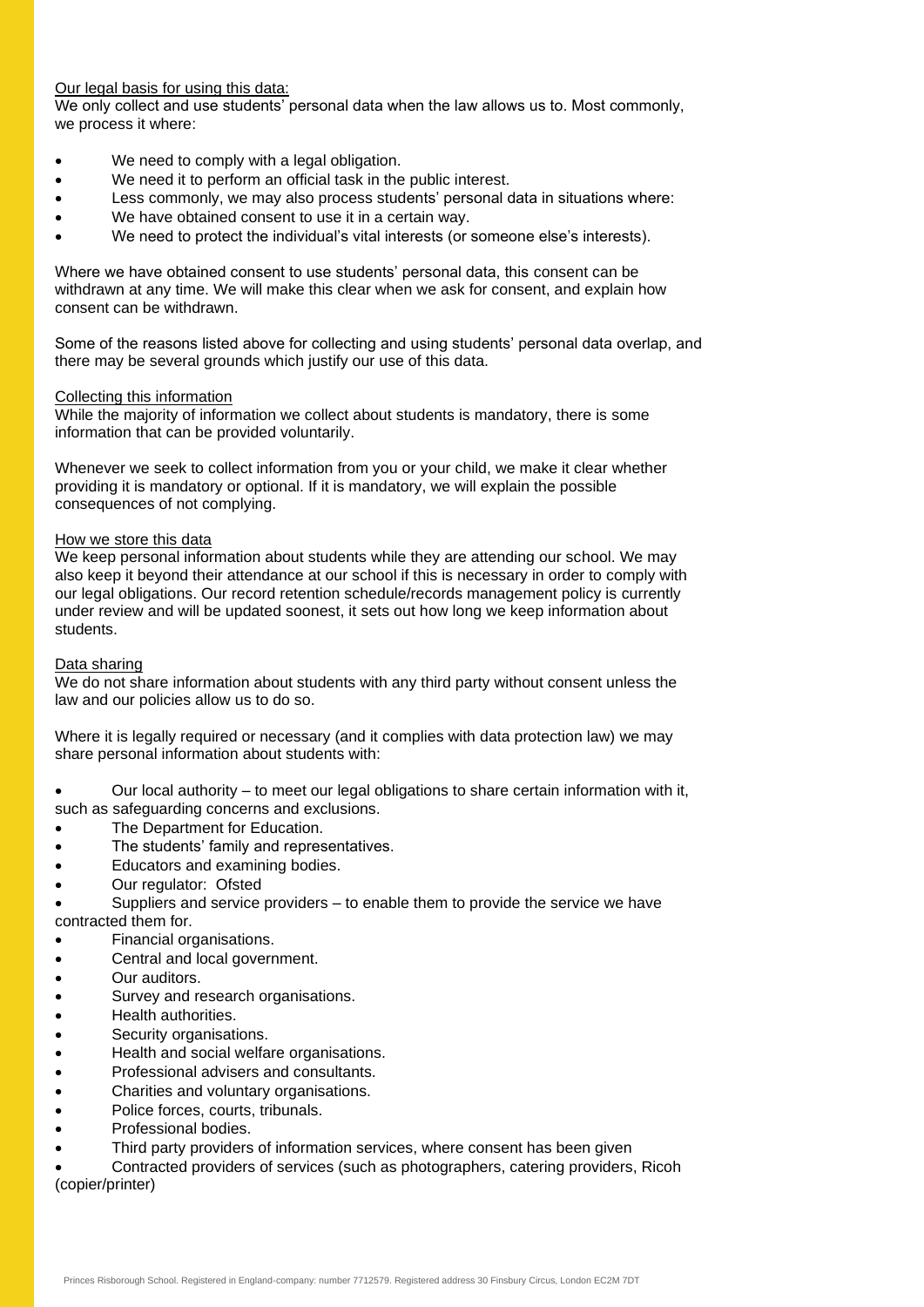Our legal basis for using this data:

We only collect and use students' personal data when the law allows us to. Most commonly, we process it where:

- We need to comply with a legal obligation.
- We need it to perform an official task in the public interest.
- Less commonly, we may also process students' personal data in situations where:
- We have obtained consent to use it in a certain way.
- We need to protect the individual's vital interests (or someone else's interests).

Where we have obtained consent to use students' personal data, this consent can be withdrawn at any time. We will make this clear when we ask for consent, and explain how consent can be withdrawn.

Some of the reasons listed above for collecting and using students' personal data overlap, and there may be several grounds which justify our use of this data.

Collecting this information

While the majority of information we collect about students is mandatory, there is some information that can be provided voluntarily.

Whenever we seek to collect information from you or your child, we make it clear whether providing it is mandatory or optional. If it is mandatory, we will explain the possible consequences of not complying.

How we store this data

We keep personal information about students while they are attending our school. We may also keep it beyond their attendance at our school if this is necessary in order to comply with our legal obligations. Our record retention schedule/records management policy is currently under review and will be updated soonest, it sets out how long we keep information about students.

Data sharing

We do not share information about students with any third party without consent unless the law and our policies allow us to do so.

Where it is legally required or necessary (and it complies with data protection law) we may share personal information about students with:

- Our local authority – to meet our legal obligations to share certain information with it, such as safeguarding concerns and exclusions.
- The Department for Education.
- The students' family and representatives.
- Educators and examining bodies.
- Our regulator: Ofsted
- Suppliers and service providers – to enable them to provide the service we have contracted them for.
- Financial organisations.
- Central and local government.
- Our auditors.
- Survey and research organisations.
- Health authorities.
- Security organisations.
- Health and social welfare organisations.
- Professional advisers and consultants.
- Charities and voluntary organisations.
- Police forces, courts, tribunals.
- Professional bodies.
- Third party providers of information services, where consent has been given
- Contracted providers of services (such as photographers, catering providers, Ricoh (copier/printer)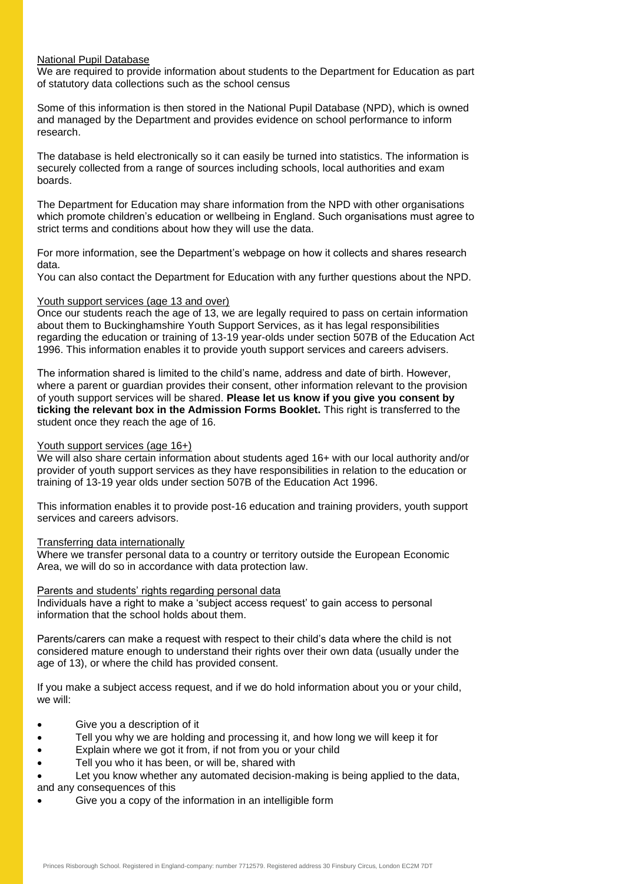National Pupil Database

We are required to provide information about students to the Department for Education as part of statutory data collections such as the school census

Some of this information is then stored in the National Pupil Database (NPD), which is owned and managed by the Department and provides evidence on school performance to inform research.

The database is held electronically so it can easily be turned into statistics. The information is securely collected from a range of sources including schools, local authorities and exam boards.

The Department for Education may share information from the NPD with other organisations which promote children's education or wellbeing in England. Such organisations must agree to strict terms and conditions about how they will use the data.

For more information, see the Department's webpage on how it collects and shares research data.

You can also contact the Department for Education with any further questions about the NPD.

Youth support services (age 13 and over)

Once our students reach the age of 13, we are legally required to pass on certain information about them to Buckinghamshire Youth Support Services, as it has legal responsibilities regarding the education or training of 13-19 year-olds under section 507B of the Education Act 1996. This information enables it to provide youth support services and careers advisers.

The information shared is limited to the child's name, address and date of birth. However, where a parent or guardian provides their consent, other information relevant to the provision of youth support services will be shared. **Please let us know if you give you consent by ticking the relevant box in the Admission Forms Booklet.** This right is transferred to the student once they reach the age of 16.

Youth support services (age 16+)

We will also share certain information about students aged 16+ with our local authority and/or provider of youth support services as they have responsibilities in relation to the education or training of 13-19 year olds under section 507B of the Education Act 1996.

This information enables it to provide post-16 education and training providers, youth support services and careers advisors.

Transferring data internationally

Where we transfer personal data to a country or territory outside the European Economic Area, we will do so in accordance with data protection law.

Parents and students' rights regarding personal data

Individuals have a right to make a 'subject access request' to gain access to personal information that the school holds about them.

Parents/carers can make a request with respect to their child's data where the child is not considered mature enough to understand their rights over their own data (usually under the age of 13), or where the child has provided consent.

If you make a subject access request, and if we do hold information about you or your child, we will:

- Give you a description of it
- Tell you why we are holding and processing it, and how long we will keep it for
- Explain where we got it from, if not from you or your child
- Tell you who it has been, or will be, shared with
- Let you know whether any automated decision-making is being applied to the data, and any consequences of this
- Give you a copy of the information in an intelligible form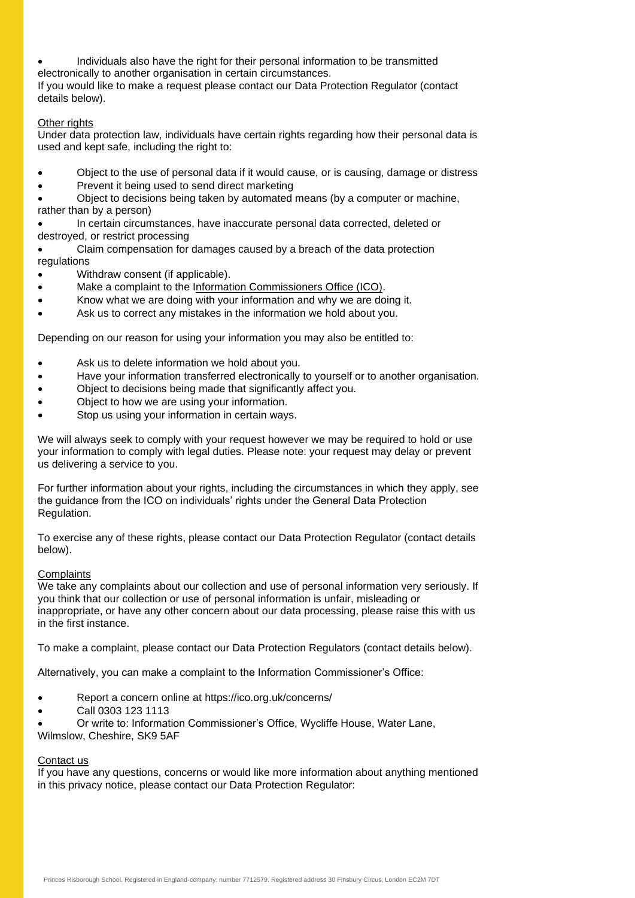- Individuals also have the right for their personal information to be transmitted electronically to another organisation in certain circumstances.

If you would like to make a request please contact our Data Protection Regulator (contact details below).

Other rights

Under data protection law, individuals have certain rights regarding how their personal data is used and kept safe, including the right to:

- Object to the use of personal data if it would cause, or is causing, damage or distress
- Prevent it being used to send direct marketing
- Object to decisions being taken by automated means (by a computer or machine, rather than by a person)
- In certain circumstances, have inaccurate personal data corrected, deleted or destroyed, or restrict processing
- Claim compensation for damages caused by a breach of the data protection regulations
- Withdraw consent (if applicable).
- Make a complaint to the Information Commissioners Office (ICO).
- Know what we are doing with your information and why we are doing it.
- Ask us to correct any mistakes in the information we hold about you.

Depending on our reason for using your information you may also be entitled to:

- Ask us to delete information we hold about you.
- Have your information transferred electronically to yourself or to another organisation.
- Object to decisions being made that significantly affect you.
- Object to how we are using your information.
- Stop us using your information in certain ways.

We will always seek to comply with your request however we may be required to hold or use your information to comply with legal duties. Please note: your request may delay or prevent us delivering a service to you.

For further information about your rights, including the circumstances in which they apply, see the guidance from the ICO on individuals' rights under the General Data Protection Regulation.

To exercise any of these rights, please contact our Data Protection Regulator (contact details below).

Complaints

We take any complaints about our collection and use of personal information very seriously. If you think that our collection or use of personal information is unfair, misleading or inappropriate, or have any other concern about our data processing, please raise this with us in the first instance.

To make a complaint, please contact our Data Protection Regulators (contact details below).

Alternatively, you can make a complaint to the Information Commissioner's Office:

- Report a concern online at https://ico.org.uk/concerns/
- Call 0303 123 1113
- Or write to: Information Commissioner's Office, Wycliffe House, Water Lane, Wilmslow, Cheshire, SK9 5AF

Contact us

If you have any questions, concerns or would like more information about anything mentioned in this privacy notice, please contact our Data Protection Regulator: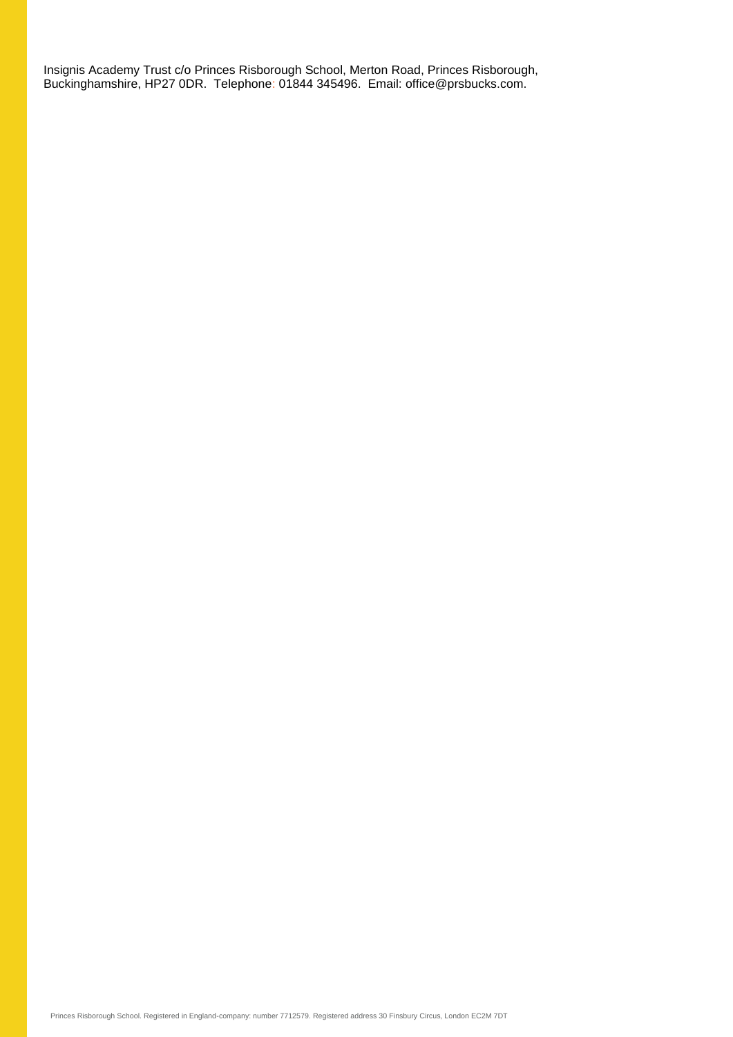Insignis Academy Trust c/o Princes Risborough School, Merton Road, Princes Risborough, Buckinghamshire, HP27 0DR. Telephone: 01844 345496. Email: office@prsbucks.com.